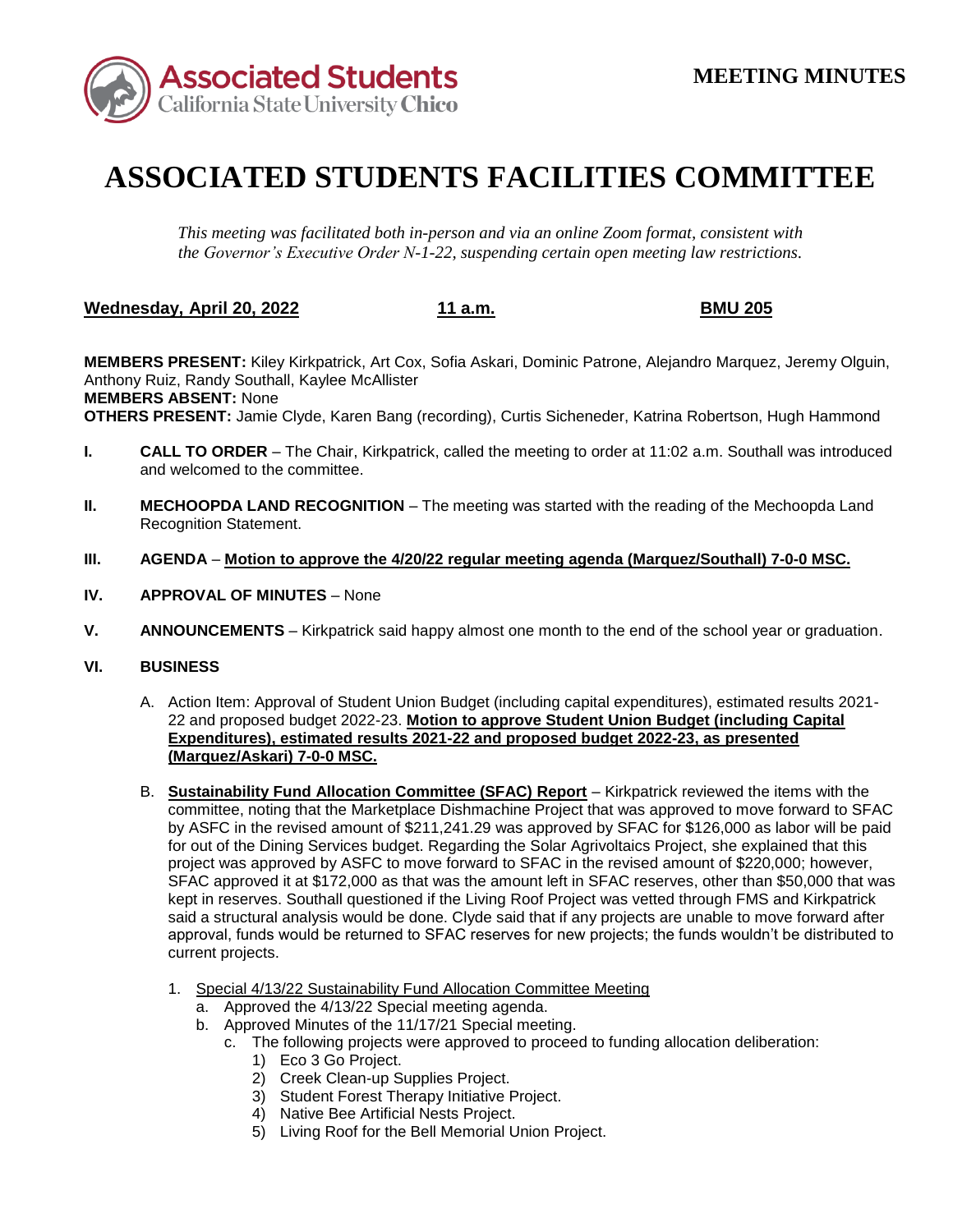**MEETING MINUTES**

# ASSOCIATED STUDENTS FACILITIES COMMITTEE

*This meeting was facilitated both in-person and via an online Zoom format, consistent with the Governor's Executive Order N-1-22, suspending certain open meeting law restrictions.*

**Wednesday, April 20, 2022** **11 a.m.** **BMU 205**

**MEMBERS PRESENT:** Kiley Kirkpatrick, Art Cox, Sofia Askari, Dominic Patrone, Alejandro Marquez, Jeremy Olguin, Anthony Ruiz, Randy Southall, Kaylee McAllister
**MEMBERS ABSENT:** None
**OTHERS PRESENT:** Jamie Clyde, Karen Bang (recording), Curtis Sicheneder, Katrina Robertson, Hugh Hammond

**I. CALL TO ORDER** – The Chair, Kirkpatrick, called the meeting to order at 11:02 a.m. Southall was introduced and welcomed to the committee.

**II. MECHOOPDA LAND RECOGNITION** – The meeting was started with the reading of the Mechoopda Land Recognition Statement.

**III. AGENDA** – **Motion to approve the 4/20/22 regular meeting agenda (Marquez/Southall) 7-0-0 MSC.**

**IV. APPROVAL OF MINUTES** – None

**V. ANNOUNCEMENTS** – Kirkpatrick said happy almost one month to the end of the school year or graduation.

**VI. BUSINESS**

A. Action Item: Approval of Student Union Budget (including capital expenditures), estimated results 2021-22 and proposed budget 2022-23. **Motion to approve Student Union Budget (including Capital Expenditures), estimated results 2021-22 and proposed budget 2022-23, as presented (Marquez/Askari) 7-0-0 MSC.**

B. **Sustainability Fund Allocation Committee (SFAC) Report** – Kirkpatrick reviewed the items with the committee, noting that the Marketplace Dishmachine Project that was approved to move forward to SFAC by ASFC in the revised amount of $211,241.29 was approved by SFAC for $126,000 as labor will be paid for out of the Dining Services budget. Regarding the Solar Agrivoltaics Project, she explained that this project was approved by ASFC to move forward to SFAC in the revised amount of $220,000; however, SFAC approved it at $172,000 as that was the amount left in SFAC reserves, other than $50,000 that was kept in reserves. Southall questioned if the Living Roof Project was vetted through FMS and Kirkpatrick said a structural analysis would be done. Clyde said that if any projects are unable to move forward after approval, funds would be returned to SFAC reserves for new projects; the funds wouldn't be distributed to current projects.

1. Special 4/13/22 Sustainability Fund Allocation Committee Meeting
   a. Approved the 4/13/22 Special meeting agenda.
   b. Approved Minutes of the 11/17/21 Special meeting.
   c. The following projects were approved to proceed to funding allocation deliberation:
      1) Eco 3 Go Project.
      2) Creek Clean-up Supplies Project.
      3) Student Forest Therapy Initiative Project.
      4) Native Bee Artificial Nests Project.
      5) Living Roof for the Bell Memorial Union Project.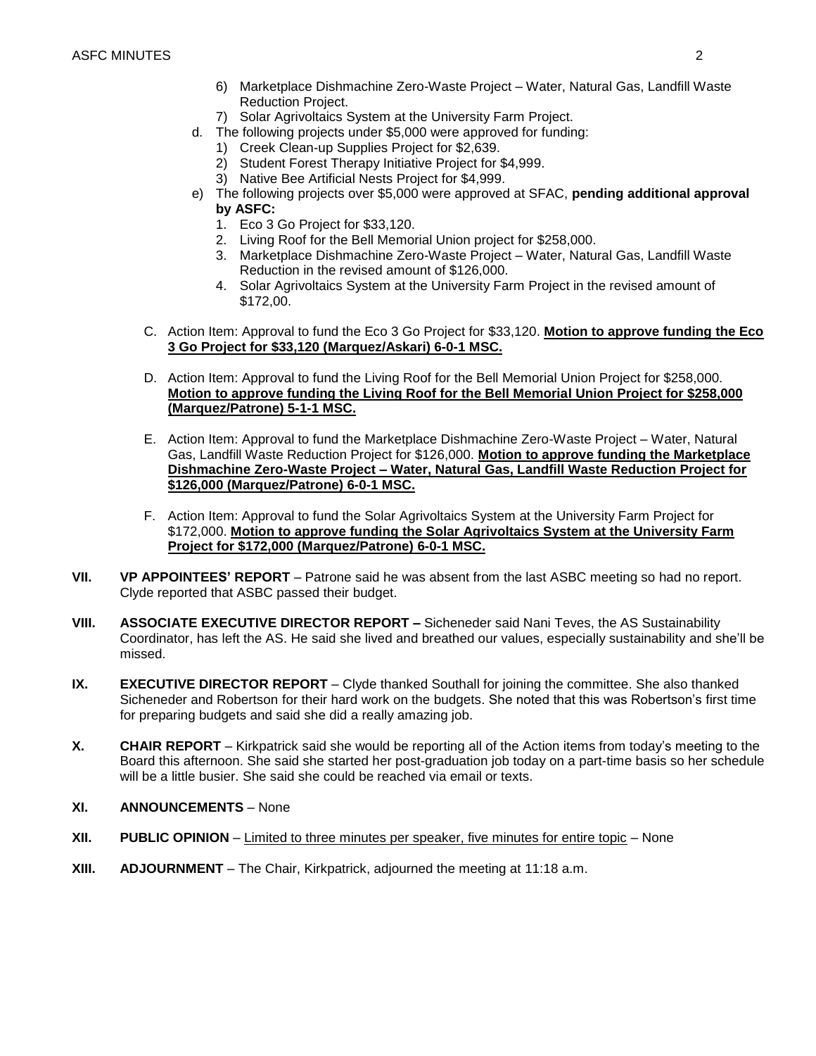6) Marketplace Dishmachine Zero-Waste Project – Water, Natural Gas, Landfill Waste Reduction Project.
7) Solar Agrivoltaics System at the University Farm Project.

d. The following projects under $5,000 were approved for funding:
   1) Creek Clean-up Supplies Project for $2,639.
   2) Student Forest Therapy Initiative Project for $4,999.
   3) Native Bee Artificial Nests Project for $4,999.

e) The following projects over $5,000 were approved at SFAC, **pending additional approval by ASFC:**
   1. Eco 3 Go Project for $33,120.
   2. Living Roof for the Bell Memorial Union project for $258,000.
   3. Marketplace Dishmachine Zero-Waste Project – Water, Natural Gas, Landfill Waste Reduction in the revised amount of $126,000.
   4. Solar Agrivoltaics System at the University Farm Project in the revised amount of $172,00.

C. Action Item: Approval to fund the Eco 3 Go Project for $33,120. **Motion to approve funding the Eco 3 Go Project for $33,120 (Marquez/Askari) 6-0-1 MSC.**

D. Action Item: Approval to fund the Living Roof for the Bell Memorial Union Project for $258,000. **Motion to approve funding the Living Roof for the Bell Memorial Union Project for $258,000 (Marquez/Patrone) 5-1-1 MSC.**

E. Action Item: Approval to fund the Marketplace Dishmachine Zero-Waste Project – Water, Natural Gas, Landfill Waste Reduction Project for $126,000. **Motion to approve funding the Marketplace Dishmachine Zero-Waste Project – Water, Natural Gas, Landfill Waste Reduction Project for $126,000 (Marquez/Patrone) 6-0-1 MSC.**

F. Action Item: Approval to fund the Solar Agrivoltaics System at the University Farm Project for $172,000. **Motion to approve funding the Solar Agrivoltaics System at the University Farm Project for $172,000 (Marquez/Patrone) 6-0-1 MSC.**

**VII. VP APPOINTEES' REPORT** – Patrone said he was absent from the last ASBC meeting so had no report. Clyde reported that ASBC passed their budget.

**VIII. ASSOCIATE EXECUTIVE DIRECTOR REPORT –** Sicheneder said Nani Teves, the AS Sustainability Coordinator, has left the AS. He said she lived and breathed our values, especially sustainability and she'll be missed.

**IX. EXECUTIVE DIRECTOR REPORT** – Clyde thanked Southall for joining the committee. She also thanked Sicheneder and Robertson for their hard work on the budgets. She noted that this was Robertson's first time for preparing budgets and said she did a really amazing job.

**X. CHAIR REPORT** – Kirkpatrick said she would be reporting all of the Action items from today's meeting to the Board this afternoon. She said she started her post-graduation job today on a part-time basis so her schedule will be a little busier. She said she could be reached via email or texts.

**XI. ANNOUNCEMENTS** – None

**XII. PUBLIC OPINION** – Limited to three minutes per speaker, five minutes for entire topic – None

**XIII. ADJOURNMENT** – The Chair, Kirkpatrick, adjourned the meeting at 11:18 a.m.